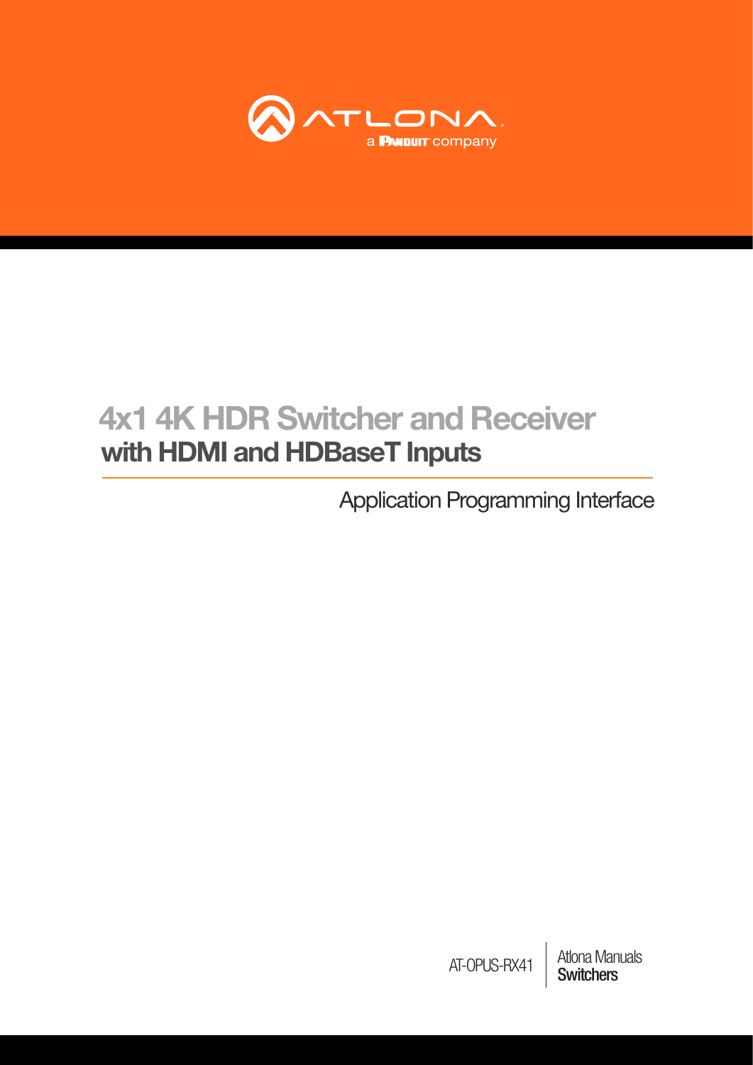ATLONA a PANDUIT company

# 4x1 4K HDR Switcher and Receiver
## with HDMI and HDBaseT Inputs

Application Programming Interface

AT-OPUS-RX41

Atlona Manuals
**Switchers**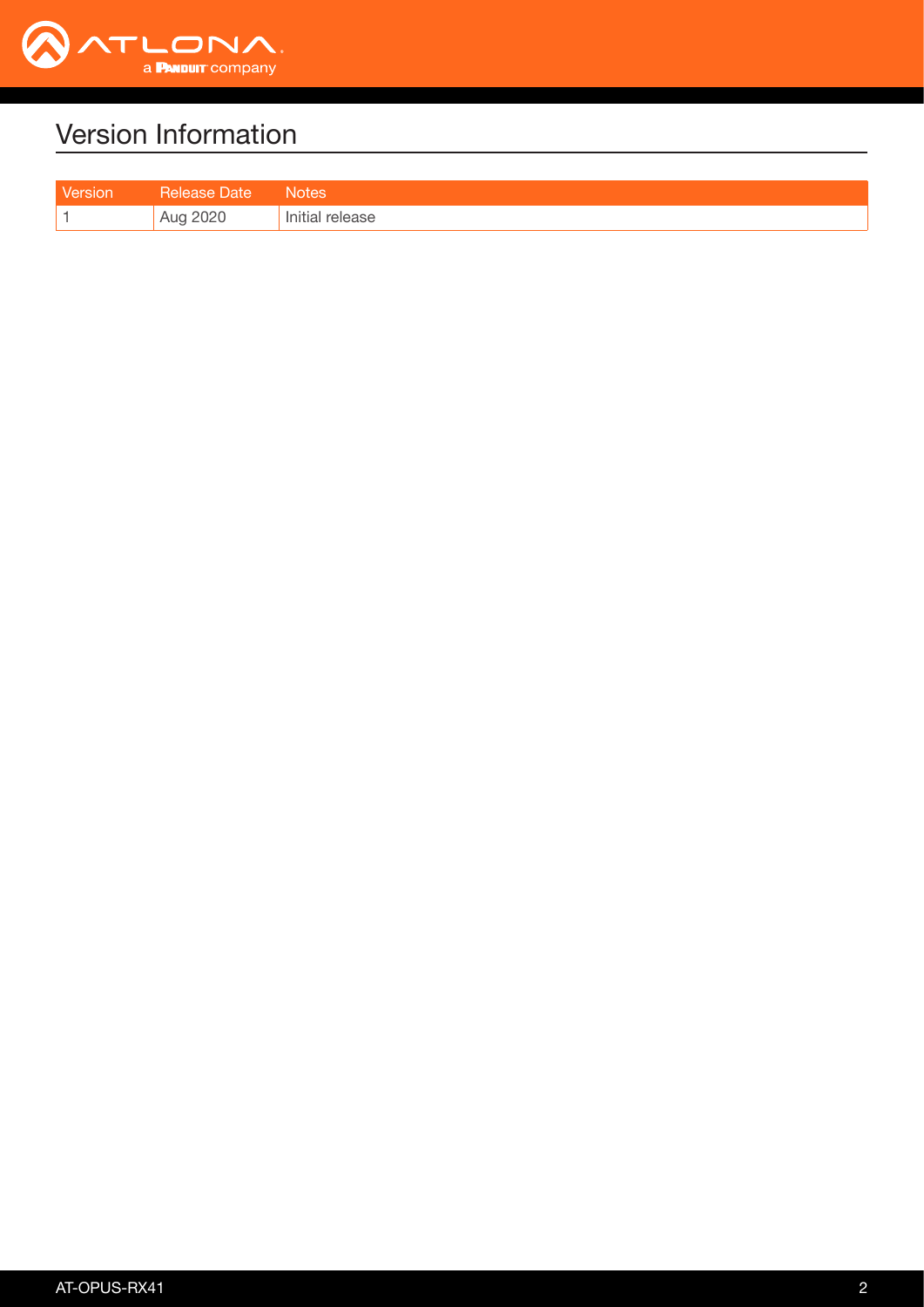# Version Information

| Version | Release Date | Notes |
|---|---|---|
| 1 | Aug 2020 | Initial release |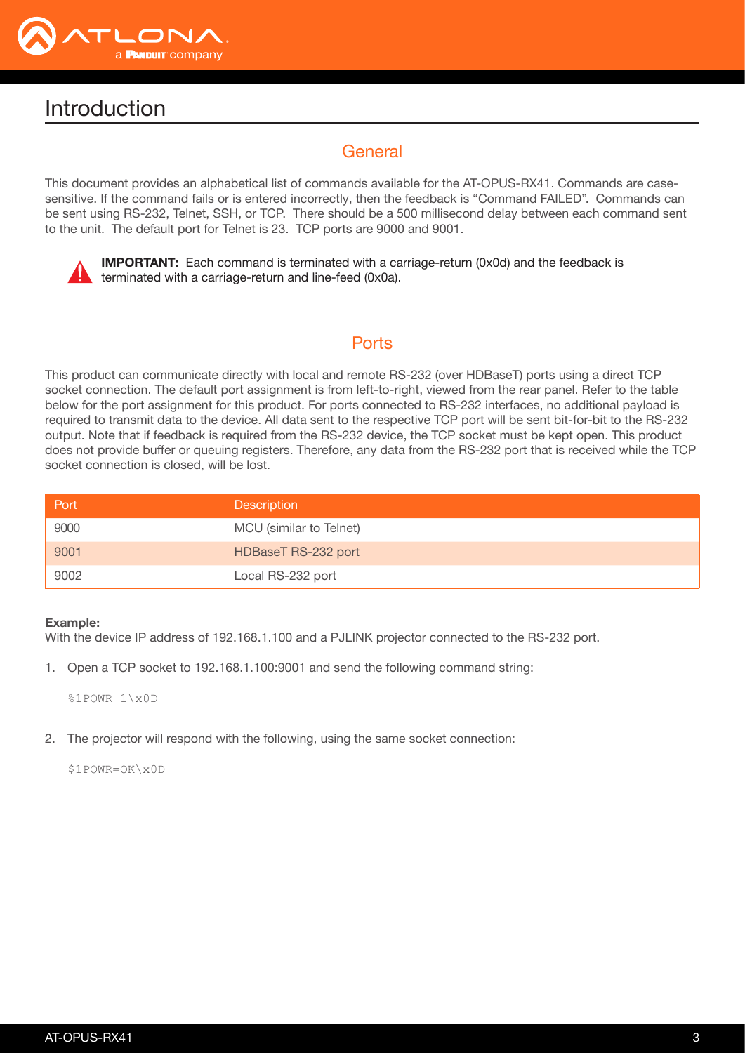# Introduction

## General

This document provides an alphabetical list of commands available for the AT-OPUS-RX41. Commands are case-sensitive. If the command fails or is entered incorrectly, then the feedback is "Command FAILED". Commands can be sent using RS-232, Telnet, SSH, or TCP. There should be a 500 millisecond delay between each command sent to the unit. The default port for Telnet is 23. TCP ports are 9000 and 9001.

**IMPORTANT:** Each command is terminated with a carriage-return (0x0d) and the feedback is terminated with a carriage-return and line-feed (0x0a).

## Ports

This product can communicate directly with local and remote RS-232 (over HDBaseT) ports using a direct TCP socket connection. The default port assignment is from left-to-right, viewed from the rear panel. Refer to the table below for the port assignment for this product. For ports connected to RS-232 interfaces, no additional payload is required to transmit data to the device. All data sent to the respective TCP port will be sent bit-for-bit to the RS-232 output. Note that if feedback is required from the RS-232 device, the TCP socket must be kept open. This product does not provide buffer or queuing registers. Therefore, any data from the RS-232 port that is received while the TCP socket connection is closed, will be lost.

| Port | Description |
|---|---|
| 9000 | MCU (similar to Telnet) |
| 9001 | HDBaseT RS-232 port |
| 9002 | Local RS-232 port |

**Example:**
With the device IP address of 192.168.1.100 and a PJLINK projector connected to the RS-232 port.

1. Open a TCP socket to 192.168.1.100:9001 and send the following command string:

```
%1POWR 1\x0D
```

2. The projector will respond with the following, using the same socket connection:

```
$1POWR=OK\x0D
```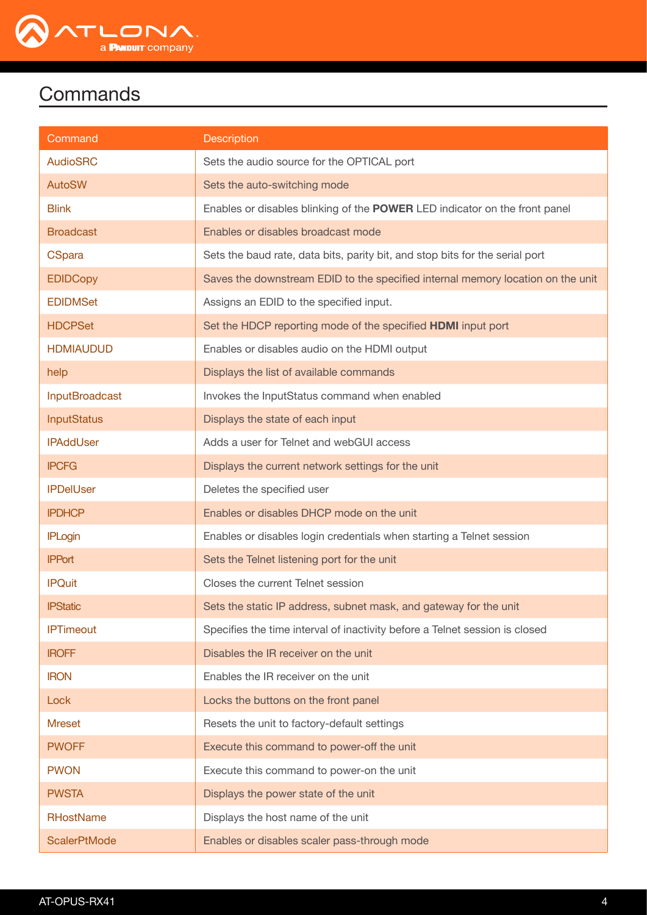# Commands

| Command | Description |
|---|---|
| AudioSRC | Sets the audio source for the OPTICAL port |
| AutoSW | Sets the auto-switching mode |
| Blink | Enables or disables blinking of the **POWER** LED indicator on the front panel |
| Broadcast | Enables or disables broadcast mode |
| CSpara | Sets the baud rate, data bits, parity bit, and stop bits for the serial port |
| EDIDCopy | Saves the downstream EDID to the specified internal memory location on the unit |
| EDIDMSet | Assigns an EDID to the specified input. |
| HDCPSet | Set the HDCP reporting mode of the specified **HDMI** input port |
| HDMIAUDUD | Enables or disables audio on the HDMI output |
| help | Displays the list of available commands |
| InputBroadcast | Invokes the InputStatus command when enabled |
| InputStatus | Displays the state of each input |
| IPAddUser | Adds a user for Telnet and webGUI access |
| IPCFG | Displays the current network settings for the unit |
| IPDelUser | Deletes the specified user |
| IPDHCP | Enables or disables DHCP mode on the unit |
| IPLogin | Enables or disables login credentials when starting a Telnet session |
| IPPort | Sets the Telnet listening port for the unit |
| IPQuit | Closes the current Telnet session |
| IPStatic | Sets the static IP address, subnet mask, and gateway for the unit |
| IPTimeout | Specifies the time interval of inactivity before a Telnet session is closed |
| IROFF | Disables the IR receiver on the unit |
| IRON | Enables the IR receiver on the unit |
| Lock | Locks the buttons on the front panel |
| Mreset | Resets the unit to factory-default settings |
| PWOFF | Execute this command to power-off the unit |
| PWON | Execute this command to power-on the unit |
| PWSTA | Displays the power state of the unit |
| RHostName | Displays the host name of the unit |
| ScalerPtMode | Enables or disables scaler pass-through mode |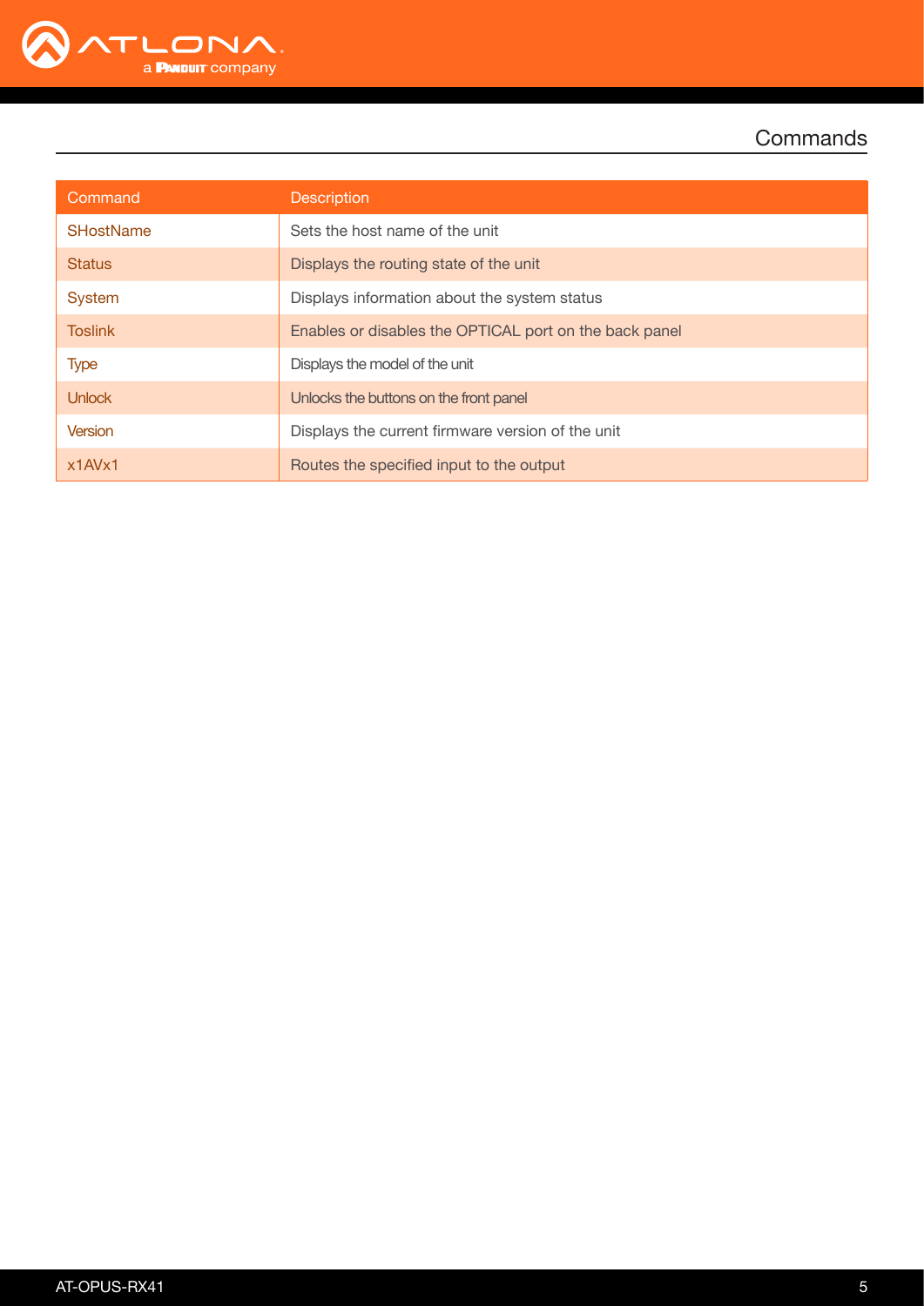| Command | Description |
| --- | --- |
| SHostName | Sets the host name of the unit |
| Status | Displays the routing state of the unit |
| System | Displays information about the system status |
| Toslink | Enables or disables the OPTICAL port on the back panel |
| Type | Displays the model of the unit |
| Unlock | Unlocks the buttons on the front panel |
| Version | Displays the current firmware version of the unit |
| x1AVx1 | Routes the specified input to the output |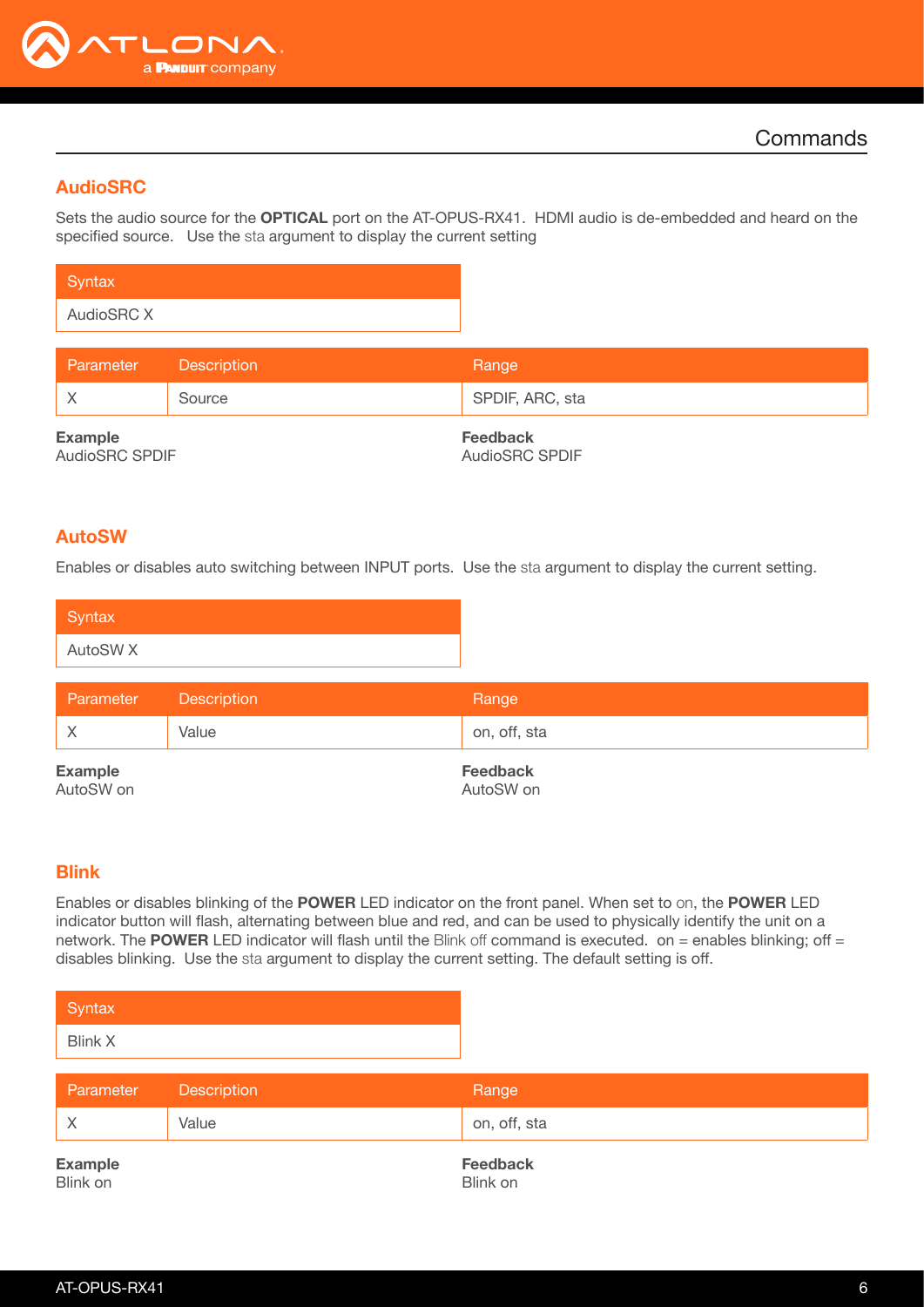## AudioSRC

Sets the audio source for the **OPTICAL** port on the AT-OPUS-RX41. HDMI audio is de-embedded and heard on the specified source. Use the sta argument to display the current setting

| Syntax |
|---|
| AudioSRC X |

| Parameter | Description | Range |
|---|---|---|
| X | Source | SPDIF, ARC, sta |

**Example**
AudioSRC SPDIF

**Feedback**
AudioSRC SPDIF

## AutoSW

Enables or disables auto switching between INPUT ports. Use the sta argument to display the current setting.

| Syntax |
|---|
| AutoSW X |

| Parameter | Description | Range |
|---|---|---|
| X | Value | on, off, sta |

**Example**
AutoSW on

**Feedback**
AutoSW on

## Blink

Enables or disables blinking of the **POWER** LED indicator on the front panel. When set to on, the **POWER** LED indicator button will flash, alternating between blue and red, and can be used to physically identify the unit on a network. The **POWER** LED indicator will flash until the Blink off command is executed. on = enables blinking; off = disables blinking. Use the sta argument to display the current setting. The default setting is off.

| Syntax |
|---|
| Blink X |

| Parameter | Description | Range |
|---|---|---|
| X | Value | on, off, sta |

**Example**
Blink on

**Feedback**
Blink on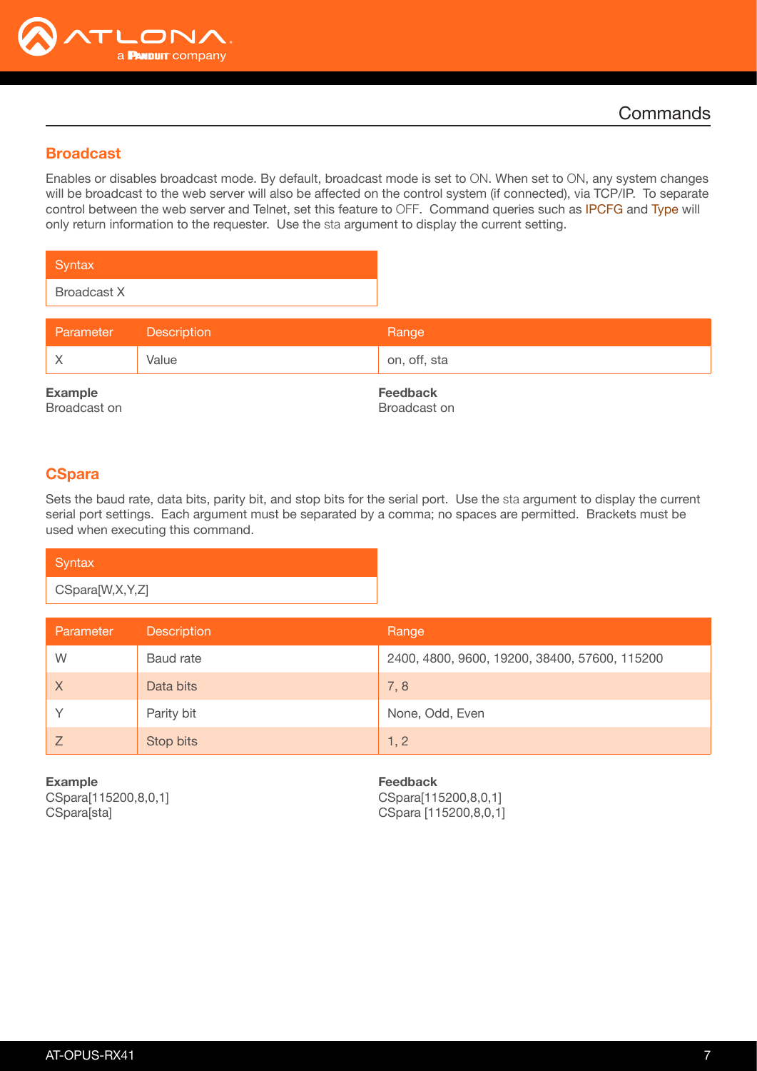## Commands

### Broadcast

Enables or disables broadcast mode. By default, broadcast mode is set to ON. When set to ON, any system changes will be broadcast to the web server will also be affected on the control system (if connected), via TCP/IP. To separate control between the web server and Telnet, set this feature to OFF. Command queries such as IPCFG and Type will only return information to the requester. Use the sta argument to display the current setting.

| Syntax |
| --- |
| Broadcast X |

| Parameter | Description | Range |
| --- | --- | --- |
| X | Value | on, off, sta |

**Example**
Broadcast on

**Feedback**
Broadcast on

### CSpara

Sets the baud rate, data bits, parity bit, and stop bits for the serial port. Use the sta argument to display the current serial port settings. Each argument must be separated by a comma; no spaces are permitted. Brackets must be used when executing this command.

| Syntax |
| --- |
| CSpara[W,X,Y,Z] |

| Parameter | Description | Range |
| --- | --- | --- |
| W | Baud rate | 2400, 4800, 9600, 19200, 38400, 57600, 115200 |
| X | Data bits | 7, 8 |
| Y | Parity bit | None, Odd, Even |
| Z | Stop bits | 1, 2 |

**Example**
CSpara[115200,8,0,1]
CSpara[sta]

**Feedback**
CSpara[115200,8,0,1]
CSpara [115200,8,0,1]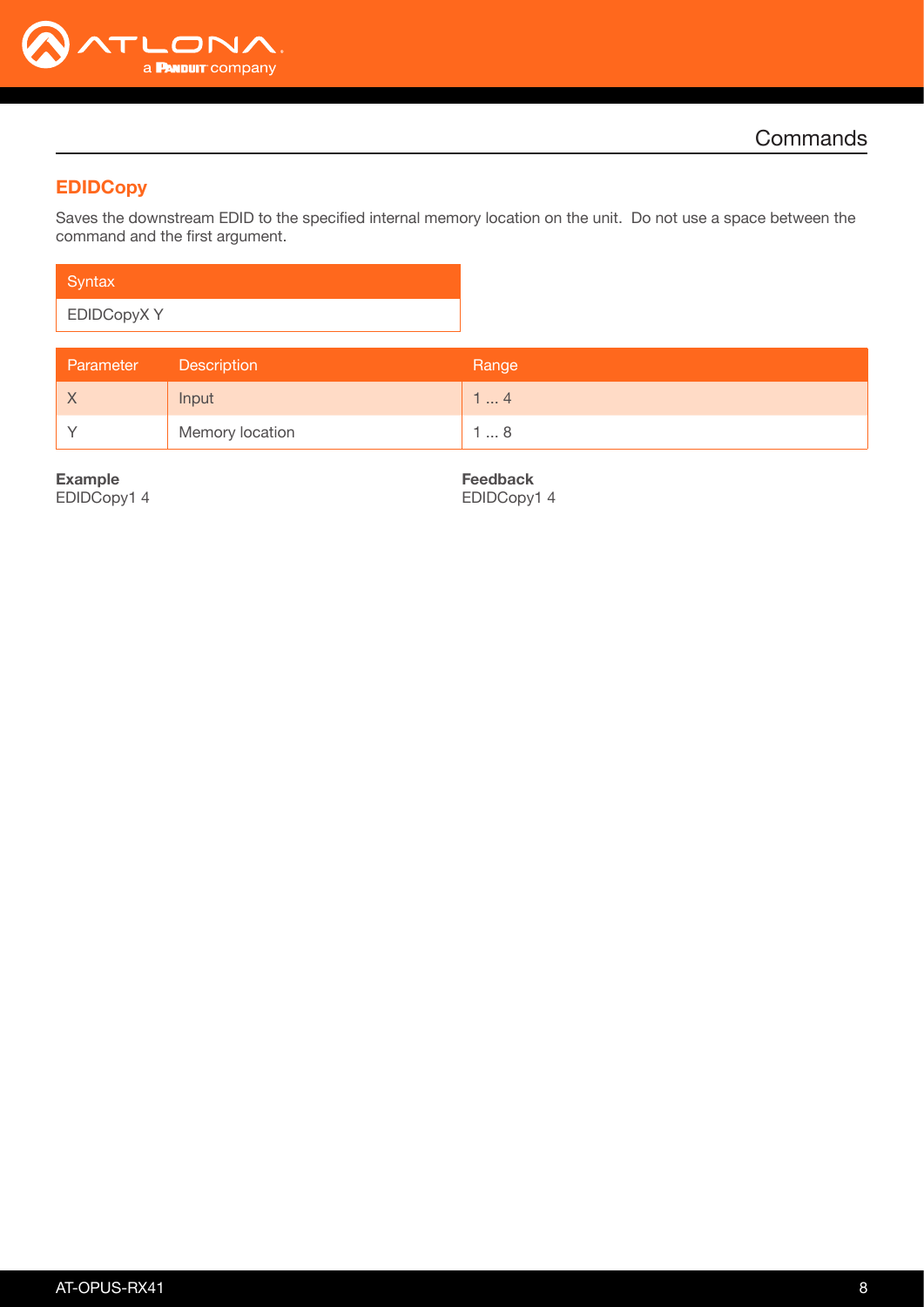## EDIDCopy

Saves the downstream EDID to the specified internal memory location on the unit. Do not use a space between the command and the first argument.

| Syntax |
|---|
| EDIDCopyX Y |

| Parameter | Description | Range |
|---|---|---|
| X | Input | 1 ... 4 |
| Y | Memory location | 1 ... 8 |

**Example**
EDIDCopy1 4

**Feedback**
EDIDCopy1 4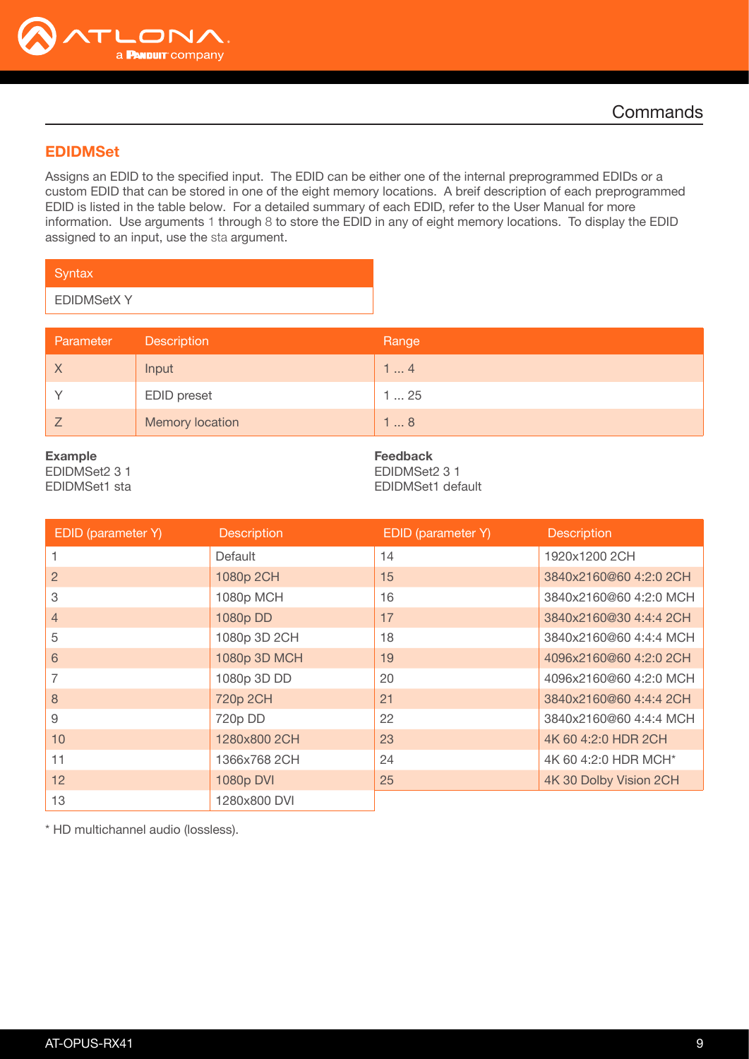## EDIDMSet

Assigns an EDID to the specified input. The EDID can be either one of the internal preprogrammed EDIDs or a custom EDID that can be stored in one of the eight memory locations. A breif description of each preprogrammed EDID is listed in the table below. For a detailed summary of each EDID, refer to the User Manual for more information. Use arguments 1 through 8 to store the EDID in any of eight memory locations. To display the EDID assigned to an input, use the sta argument.

| Syntax |
|---|
| EDIDMSetX Y |

| Parameter | Description | Range |
|---|---|---|
| X | Input | 1 ... 4 |
| Y | EDID preset | 1 ... 25 |
| Z | Memory location | 1 ... 8 |

**Example**
EDIDMSet2 3 1
EDIDMSet1 sta

**Feedback**
EDIDMSet2 3 1
EDIDMSet1 default

| EDID (parameter Y) | Description | EDID (parameter Y) | Description |
|---|---|---|---|
| 1 | Default | 14 | 1920x1200 2CH |
| 2 | 1080p 2CH | 15 | 3840x2160@60 4:2:0 2CH |
| 3 | 1080p MCH | 16 | 3840x2160@60 4:2:0 MCH |
| 4 | 1080p DD | 17 | 3840x2160@30 4:4:4 2CH |
| 5 | 1080p 3D 2CH | 18 | 3840x2160@60 4:4:4 MCH |
| 6 | 1080p 3D MCH | 19 | 4096x2160@60 4:2:0 2CH |
| 7 | 1080p 3D DD | 20 | 4096x2160@60 4:2:0 MCH |
| 8 | 720p 2CH | 21 | 3840x2160@60 4:4:4 2CH |
| 9 | 720p DD | 22 | 3840x2160@60 4:4:4 MCH |
| 10 | 1280x800 2CH | 23 | 4K 60 4:2:0 HDR 2CH |
| 11 | 1366x768 2CH | 24 | 4K 60 4:2:0 HDR MCH* |
| 12 | 1080p DVI | 25 | 4K 30 Dolby Vision 2CH |
| 13 | 1280x800 DVI | | |

* HD multichannel audio (lossless).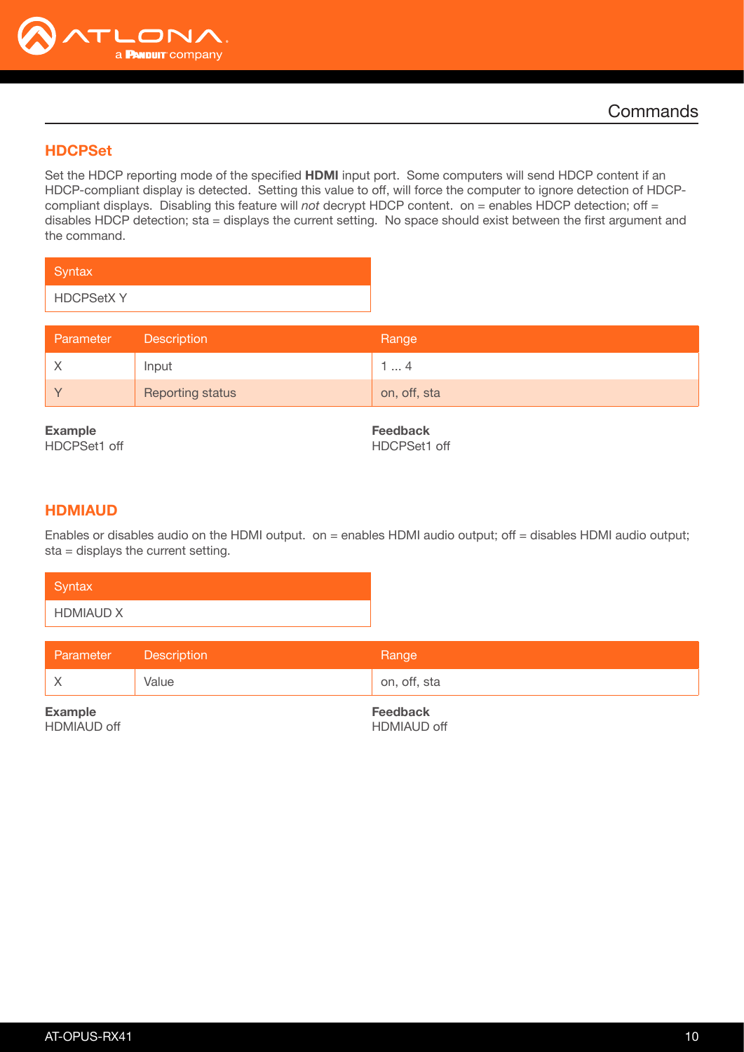## HDCPSet

Set the HDCP reporting mode of the specified **HDMI** input port. Some computers will send HDCP content if an HDCP-compliant display is detected. Setting this value to off, will force the computer to ignore detection of HDCP-compliant displays. Disabling this feature will *not* decrypt HDCP content. on = enables HDCP detection; off = disables HDCP detection; sta = displays the current setting. No space should exist between the first argument and the command.

| Syntax |
| --- |
| HDCPSetX Y |

| Parameter | Description | Range |
| --- | --- | --- |
| X | Input | 1 ... 4 |
| Y | Reporting status | on, off, sta |

**Example**
HDCPSet1 off

**Feedback**
HDCPSet1 off

## HDMIAUD

Enables or disables audio on the HDMI output. on = enables HDMI audio output; off = disables HDMI audio output; sta = displays the current setting.

| Syntax |
| --- |
| HDMIAUD X |

| Parameter | Description | Range |
| --- | --- | --- |
| X | Value | on, off, sta |

**Example**
HDMIAUD off

**Feedback**
HDMIAUD off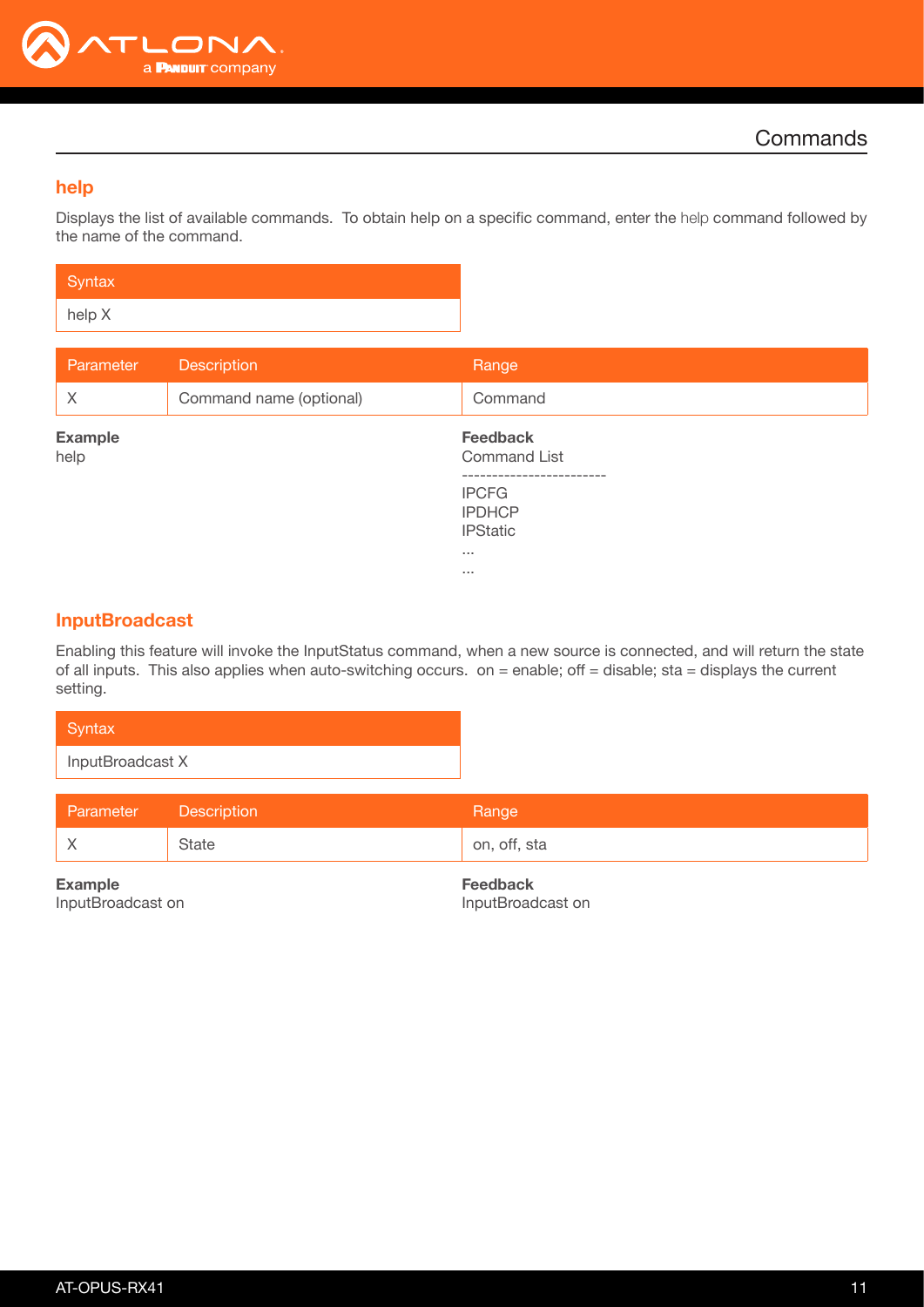## help

Displays the list of available commands. To obtain help on a specific command, enter the help command followed by the name of the command.

| Syntax |
|---|
| help X |

| Parameter | Description | Range |
|---|---|---|
| X | Command name (optional) | Command |

**Example**
help

**Feedback**
Command List
------------------------
IPCFG
IPDHCP
IPStatic
...
...

## InputBroadcast

Enabling this feature will invoke the InputStatus command, when a new source is connected, and will return the state of all inputs. This also applies when auto-switching occurs. on = enable; off = disable; sta = displays the current setting.

| Syntax |
|---|
| InputBroadcast X |

| Parameter | Description | Range |
|---|---|---|
| X | State | on, off, sta |

**Example**
InputBroadcast on

**Feedback**
InputBroadcast on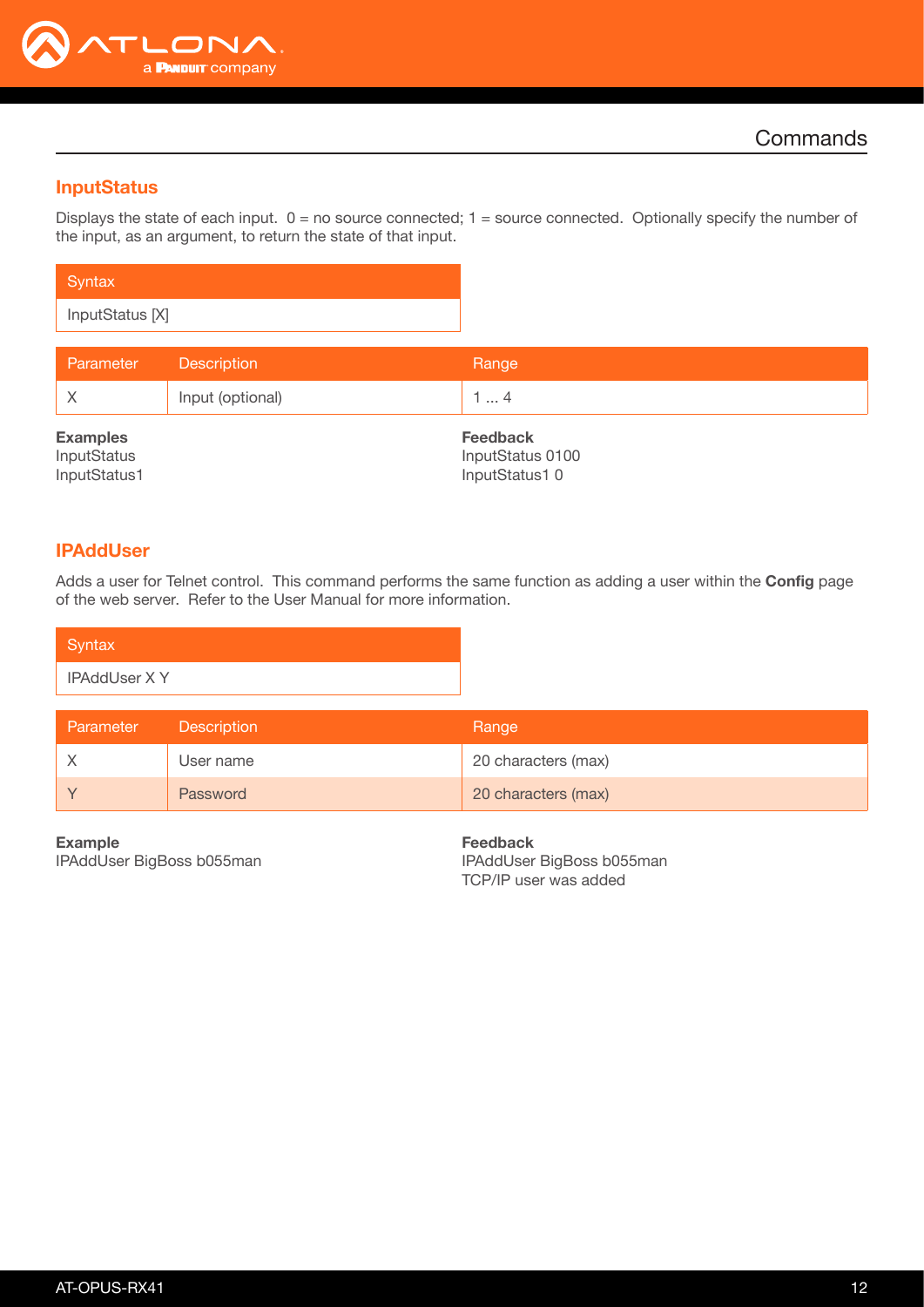## InputStatus

Displays the state of each input. 0 = no source connected; 1 = source connected. Optionally specify the number of the input, as an argument, to return the state of that input.

| Syntax |
|---|
| InputStatus [X] |

| Parameter | Description | Range |
|---|---|---|
| X | Input (optional) | 1 ... 4 |

**Examples**
InputStatus
InputStatus1

**Feedback**
InputStatus 0100
InputStatus1 0

## IPAddUser

Adds a user for Telnet control. This command performs the same function as adding a user within the **Config** page of the web server. Refer to the User Manual for more information.

| Syntax |
|---|
| IPAddUser X Y |

| Parameter | Description | Range |
|---|---|---|
| X | User name | 20 characters (max) |
| Y | Password | 20 characters (max) |

**Example**
IPAddUser BigBoss b055man

**Feedback**
IPAddUser BigBoss b055man
TCP/IP user was added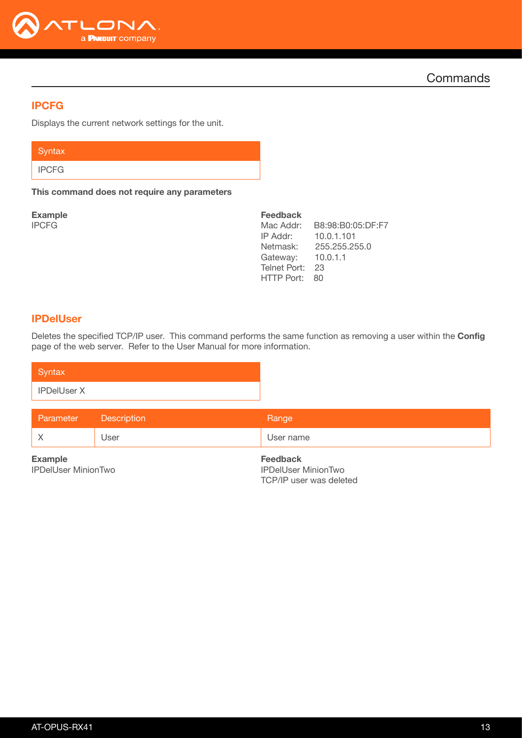## IPCFG

Displays the current network settings for the unit.

| Syntax |
|---|
| IPCFG |

**This command does not require any parameters**

**Example**
IPCFG

**Feedback**
Mac Addr: B8:98:B0:05:DF:F7
IP Addr: 10.0.1.101
Netmask: 255.255.255.0
Gateway: 10.0.1.1
Telnet Port: 23
HTTP Port: 80

## IPDelUser

Deletes the specified TCP/IP user. This command performs the same function as removing a user within the **Config** page of the web server. Refer to the User Manual for more information.

| Syntax |
|---|
| IPDelUser X |

| Parameter | Description | Range |
|---|---|---|
| X | User | User name |

**Example**
IPDelUser MinionTwo

**Feedback**
IPDelUser MinionTwo
TCP/IP user was deleted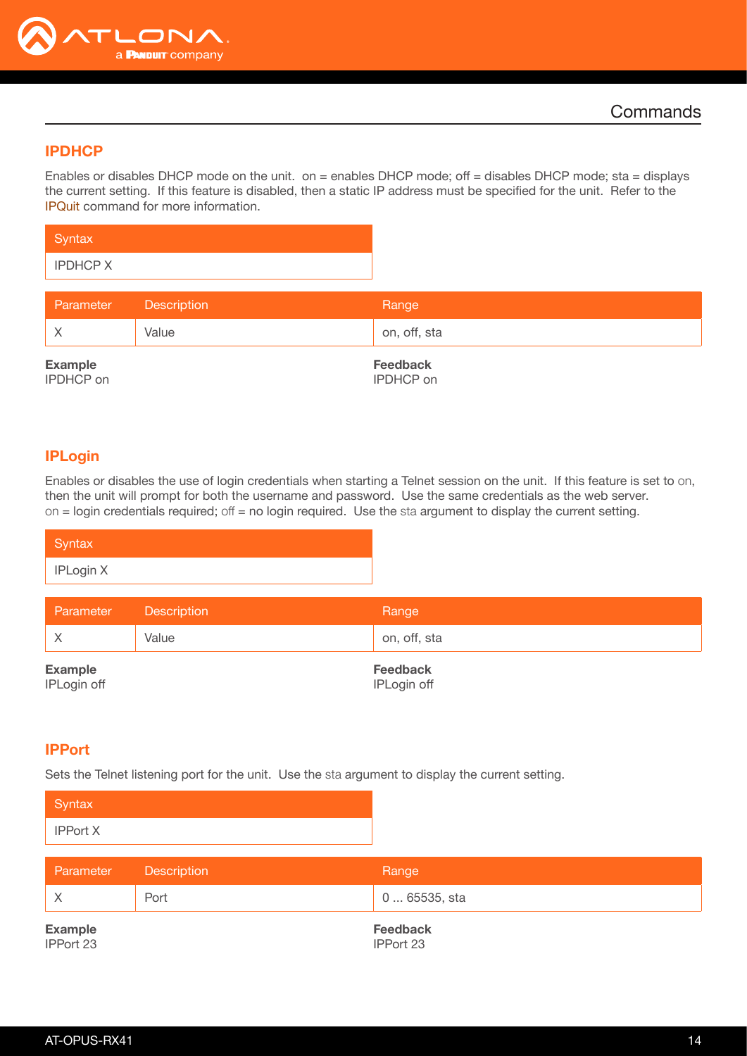## IPDHCP

Enables or disables DHCP mode on the unit. on = enables DHCP mode; off = disables DHCP mode; sta = displays the current setting. If this feature is disabled, then a static IP address must be specified for the unit. Refer to the IPQuit command for more information.

| Syntax |
|---|
| IPDHCP X |

| Parameter | Description | Range |
|---|---|---|
| X | Value | on, off, sta |

**Example**
IPDHCP on

**Feedback**
IPDHCP on

## IPLogin

Enables or disables the use of login credentials when starting a Telnet session on the unit. If this feature is set to on, then the unit will prompt for both the username and password. Use the same credentials as the web server. on = login credentials required; off = no login required. Use the sta argument to display the current setting.

| Syntax |
|---|
| IPLogin X |

| Parameter | Description | Range |
|---|---|---|
| X | Value | on, off, sta |

**Example**
IPLogin off

**Feedback**
IPLogin off

## IPPort

Sets the Telnet listening port for the unit. Use the sta argument to display the current setting.

| Syntax |
|---|
| IPPort X |

| Parameter | Description | Range |
|---|---|---|
| X | Port | 0 ... 65535, sta |

**Example**
IPPort 23

**Feedback**
IPPort 23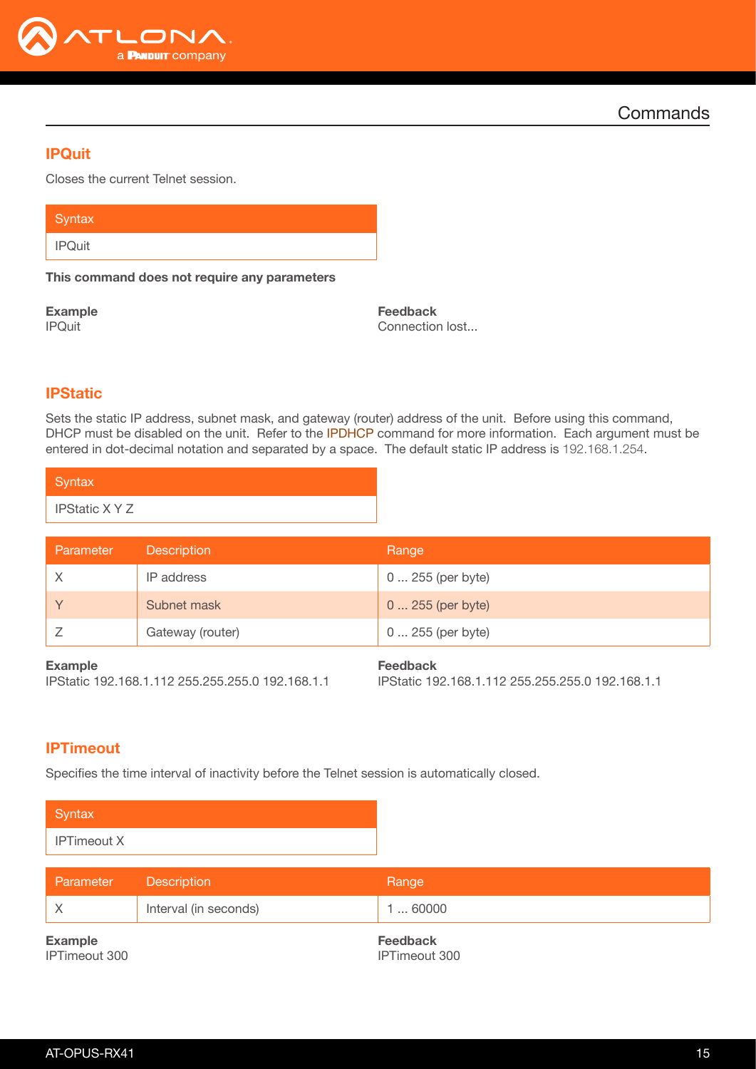## IPQuit

Closes the current Telnet session.

| Syntax |
|---|
| IPQuit |

**This command does not require any parameters**

**Example**
IPQuit

**Feedback**
Connection lost...

## IPStatic

Sets the static IP address, subnet mask, and gateway (router) address of the unit. Before using this command, DHCP must be disabled on the unit. Refer to the IPDHCP command for more information. Each argument must be entered in dot-decimal notation and separated by a space. The default static IP address is 192.168.1.254.

| Syntax |
|---|
| IPStatic X Y Z |

| Parameter | Description | Range |
|---|---|---|
| X | IP address | 0 ... 255 (per byte) |
| Y | Subnet mask | 0 ... 255 (per byte) |
| Z | Gateway (router) | 0 ... 255 (per byte) |

**Example**
IPStatic 192.168.1.112 255.255.255.0 192.168.1.1

**Feedback**
IPStatic 192.168.1.112 255.255.255.0 192.168.1.1

## IPTimeout

Specifies the time interval of inactivity before the Telnet session is automatically closed.

| Syntax |
|---|
| IPTimeout X |

| Parameter | Description | Range |
|---|---|---|
| X | Interval (in seconds) | 1 ... 60000 |

**Example**
IPTimeout 300

**Feedback**
IPTimeout 300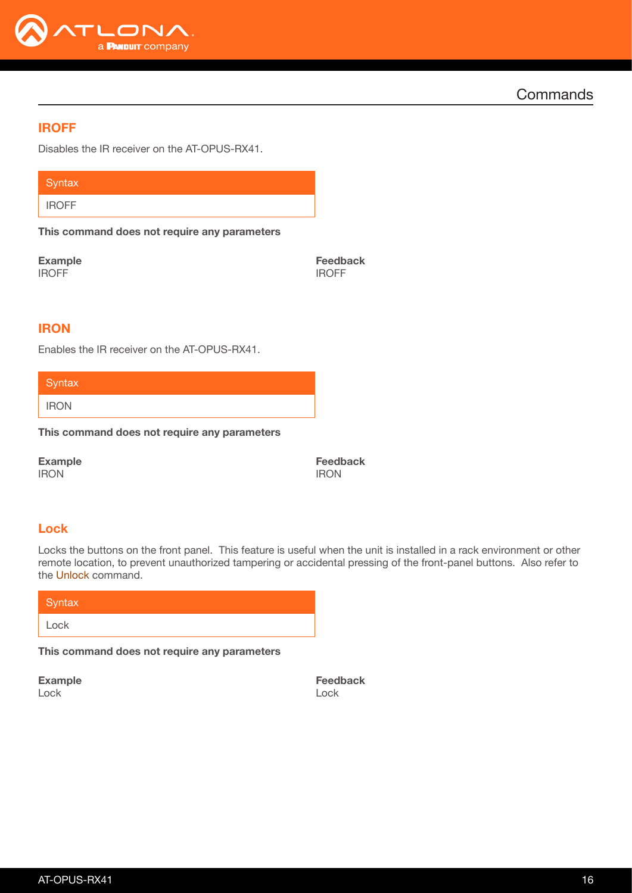## IROFF

Disables the IR receiver on the AT-OPUS-RX41.

| Syntax |
|---|
| IROFF |

**This command does not require any parameters**

**Example**
IROFF

**Feedback**
IROFF

## IRON

Enables the IR receiver on the AT-OPUS-RX41.

| Syntax |
|---|
| IRON |

**This command does not require any parameters**

**Example**
IRON

**Feedback**
IRON

## Lock

Locks the buttons on the front panel. This feature is useful when the unit is installed in a rack environment or other remote location, to prevent unauthorized tampering or accidental pressing of the front-panel buttons. Also refer to the Unlock command.

| Syntax |
|---|
| Lock |

**This command does not require any parameters**

**Example**
Lock

**Feedback**
Lock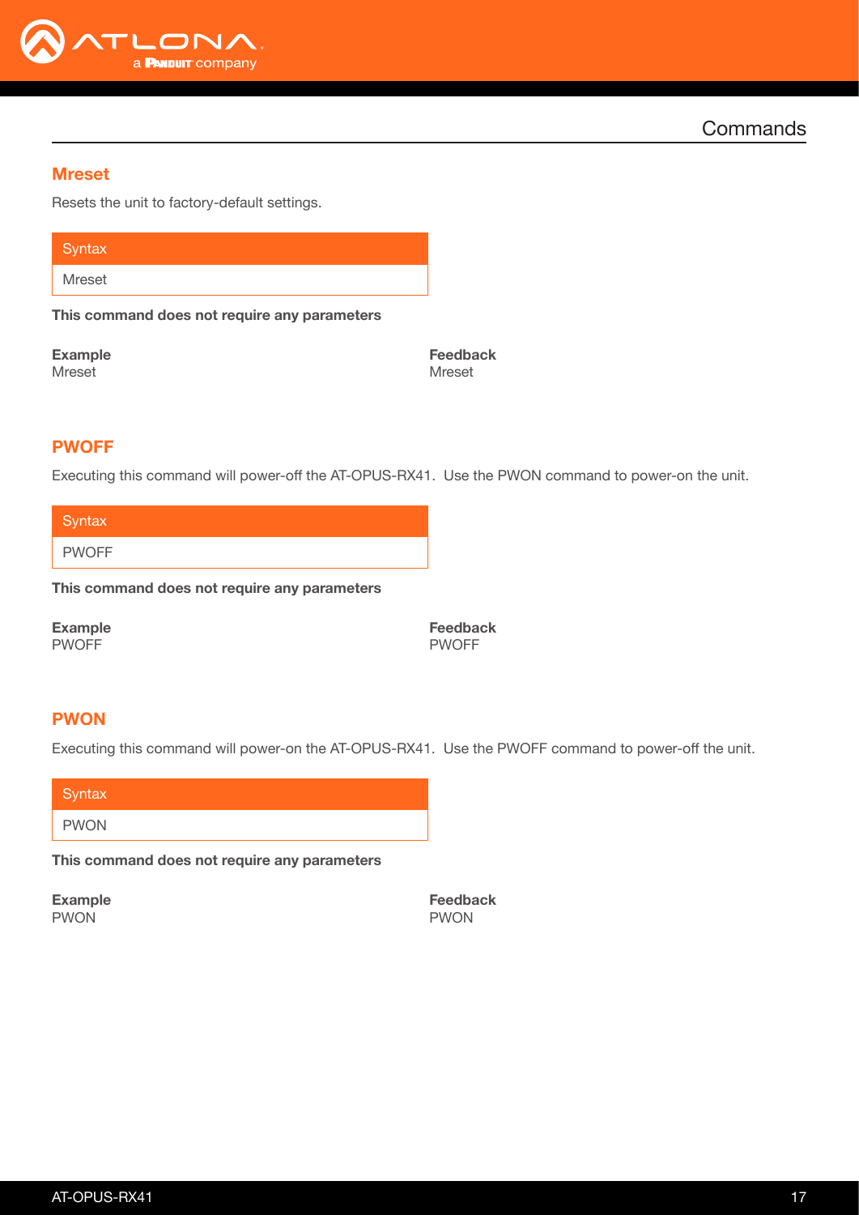## Mreset

Resets the unit to factory-default settings.

| Syntax |
|---|
| Mreset |

**This command does not require any parameters**

**Example**
Mreset

**Feedback**
Mreset

## PWOFF

Executing this command will power-off the AT-OPUS-RX41. Use the PWON command to power-on the unit.

| Syntax |
|---|
| PWOFF |

**This command does not require any parameters**

**Example**
PWOFF

**Feedback**
PWOFF

## PWON

Executing this command will power-on the AT-OPUS-RX41. Use the PWOFF command to power-off the unit.

| Syntax |
|---|
| PWON |

**This command does not require any parameters**

**Example**
PWON

**Feedback**
PWON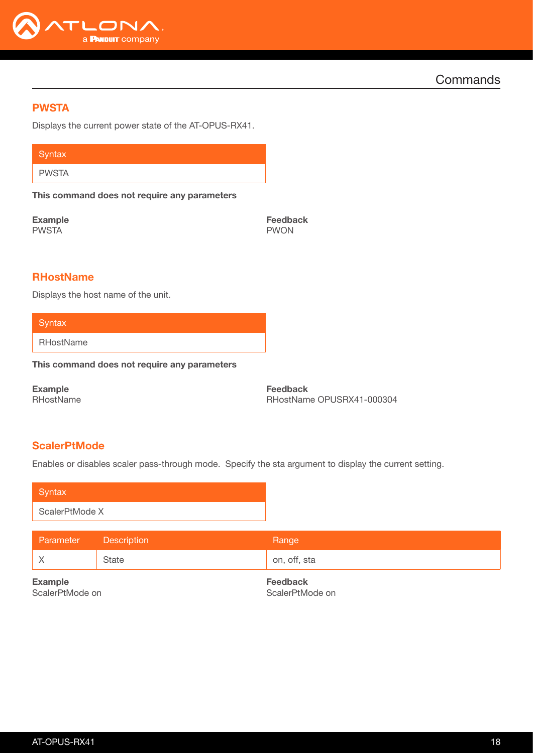## PWSTA

Displays the current power state of the AT-OPUS-RX41.

| Syntax |
| --- |
| PWSTA |

**This command does not require any parameters**

**Example**
PWSTA

**Feedback**
PWON

## RHostName

Displays the host name of the unit.

| Syntax |
| --- |
| RHostName |

**This command does not require any parameters**

**Example**
RHostName

**Feedback**
RHostName OPUSRX41-000304

## ScalerPtMode

Enables or disables scaler pass-through mode. Specify the sta argument to display the current setting.

| Syntax |
| --- |
| ScalerPtMode X |

| Parameter | Description | Range |
| --- | --- | --- |
| X | State | on, off, sta |

**Example**
ScalerPtMode on

**Feedback**
ScalerPtMode on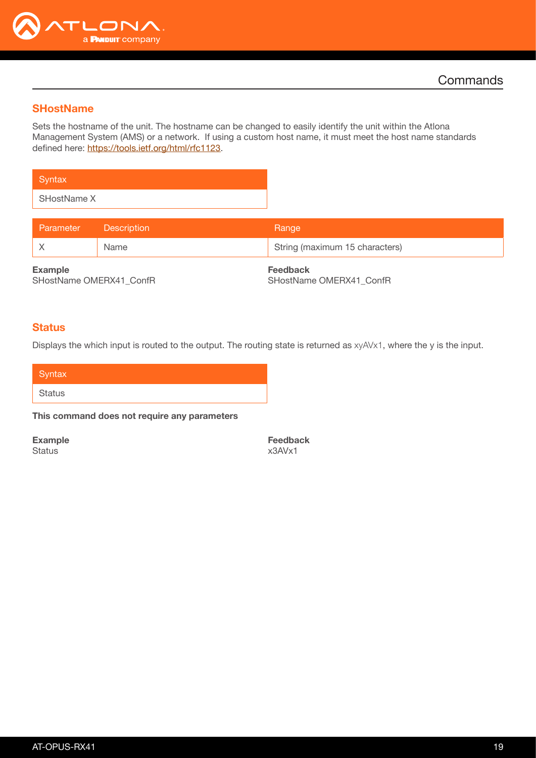## SHostName

Sets the hostname of the unit. The hostname can be changed to easily identify the unit within the Atlona Management System (AMS) or a network. If using a custom host name, it must meet the host name standards defined here: https://tools.ietf.org/html/rfc1123.

| Syntax |
|---|
| SHostName X |

| Parameter | Description | Range |
|---|---|---|
| X | Name | String (maximum 15 characters) |

**Example**
SHostName OMERX41_ConfR

**Feedback**
SHostName OMERX41_ConfR

## Status

Displays the which input is routed to the output. The routing state is returned as xyAVx1, where the y is the input.

| Syntax |
|---|
| Status |

**This command does not require any parameters**

**Example**
Status

**Feedback**
x3AVx1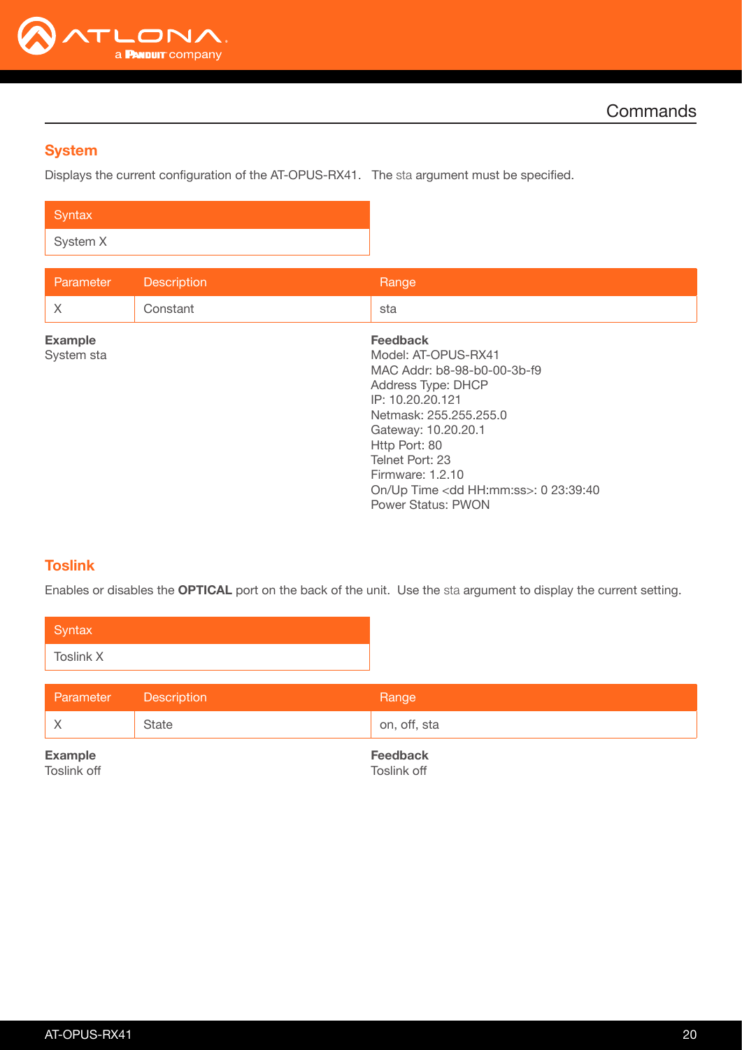## System

Displays the current configuration of the AT-OPUS-RX41. The sta argument must be specified.

| Syntax |
|---|
| System X |

| Parameter | Description | Range |
|---|---|---|
| X | Constant | sta |

**Example**
System sta

**Feedback**
Model: AT-OPUS-RX41
MAC Addr: b8-98-b0-00-3b-f9
Address Type: DHCP
IP: 10.20.20.121
Netmask: 255.255.255.0
Gateway: 10.20.20.1
Http Port: 80
Telnet Port: 23
Firmware: 1.2.10
On/Up Time <dd HH:mm:ss>: 0 23:39:40
Power Status: PWON

## Toslink

Enables or disables the **OPTICAL** port on the back of the unit. Use the sta argument to display the current setting.

| Syntax |
|---|
| Toslink X |

| Parameter | Description | Range |
|---|---|---|
| X | State | on, off, sta |

**Example**
Toslink off

**Feedback**
Toslink off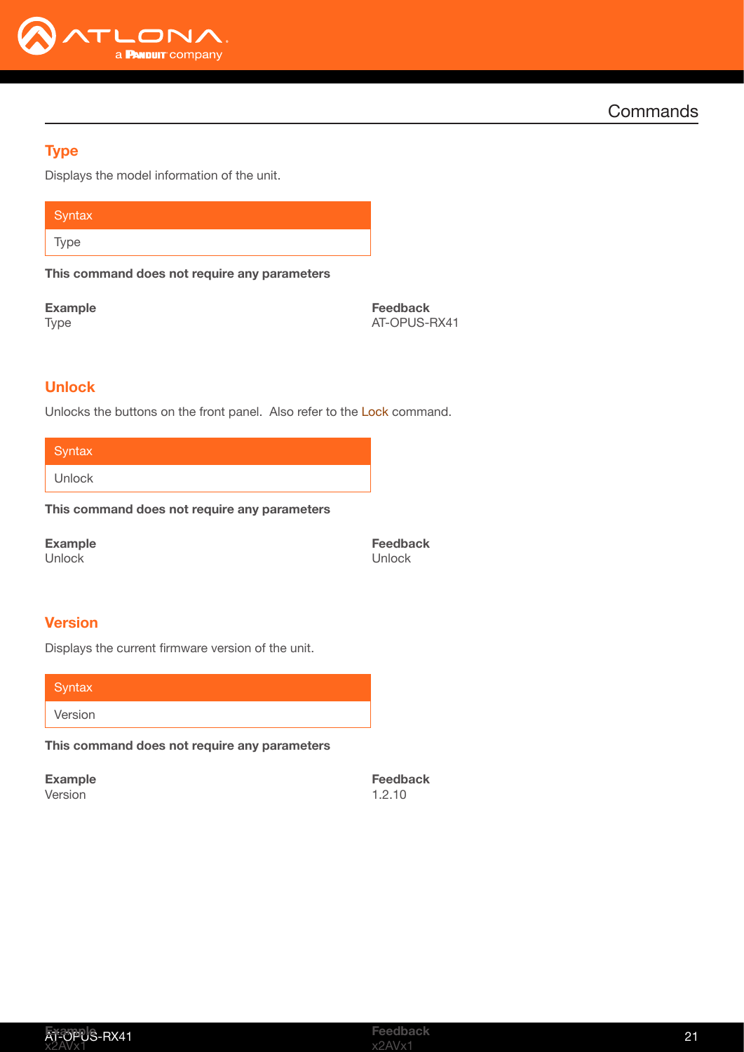## Type

Displays the model information of the unit.

| Syntax |
| --- |
| Type |

**This command does not require any parameters**

**Example**
Type

**Feedback**
AT-OPUS-RX41

## Unlock

Unlocks the buttons on the front panel. Also refer to the Lock command.

| Syntax |
| --- |
| Unlock |

**This command does not require any parameters**

**Example**
Unlock

**Feedback**
Unlock

## Version

Displays the current firmware version of the unit.

| Syntax |
| --- |
| Version |

**This command does not require any parameters**

**Example**
Version

**Feedback**
1.2.10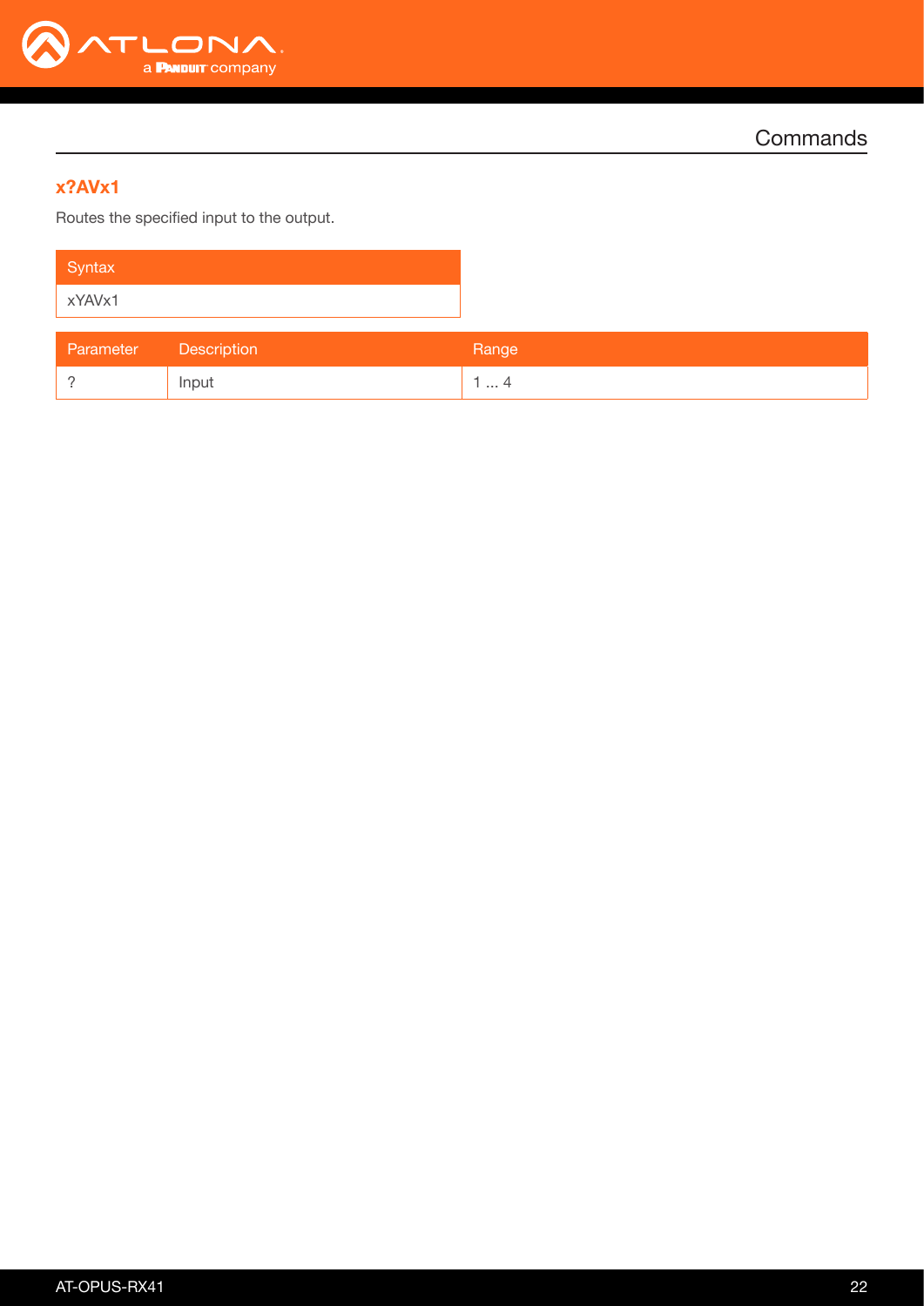## x?AVx1

Routes the specified input to the output.

| Syntax |
| --- |
| xYAVx1 |

| Parameter | Description | Range |
| --- | --- | --- |
| ? | Input | 1 ... 4 |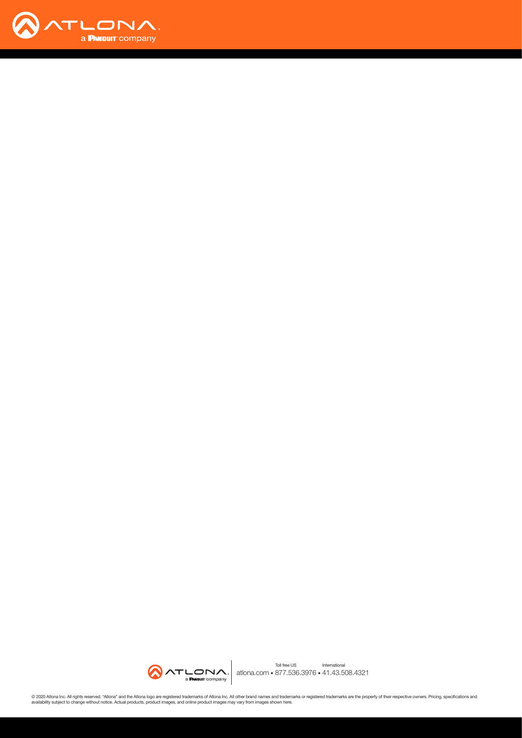Toll free US International

atlona.com • 877.536.3976 • 41.43.508.4321

© 2020 Atlona Inc. All rights reserved. "Atlona" and the Atlona logo are registered trademarks of Atlona Inc. All other brand names and trademarks or registered trademarks are the property of their respective owners. Pricing, specifications and availability subject to change without notice. Actual products, product images, and online product images may vary from images shown here.